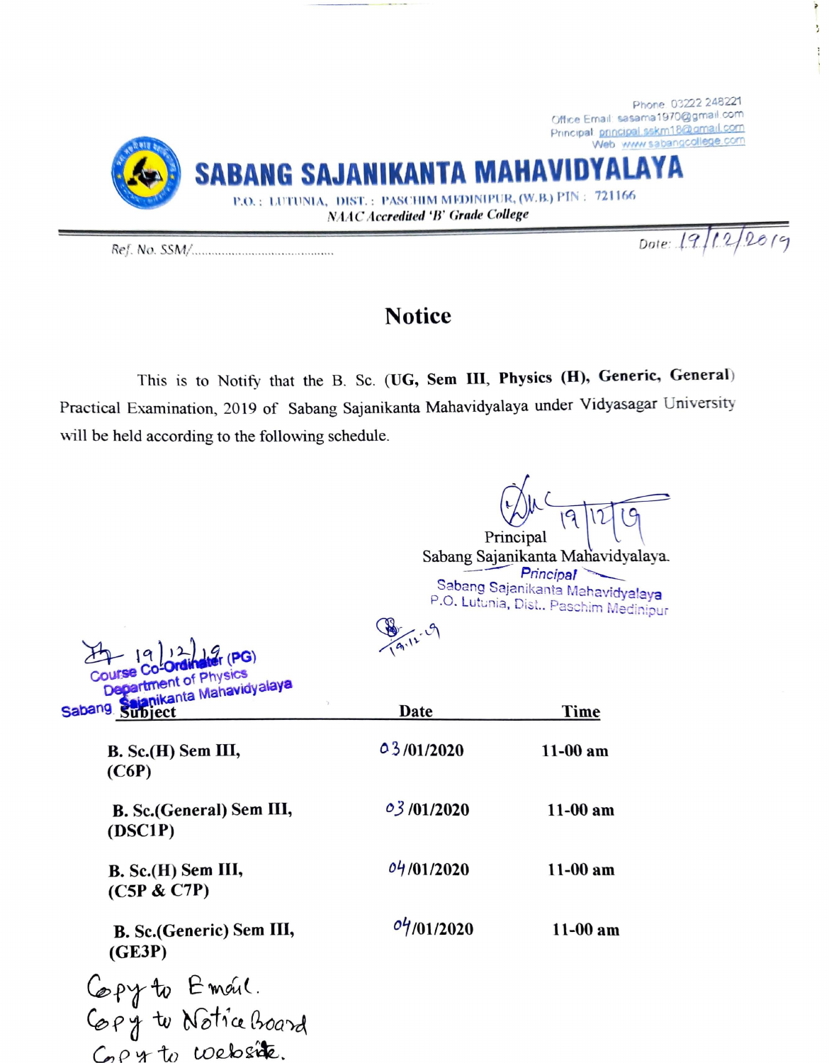Phone 03222 248221
Office Email sasama1970@gmail.com
Principal principal.sskm18@gmail.com
Web www.sabangcollege.com

# SABANG SAJANIKANTA MAHAVIDYALAYA

P.O.: LUTUNIA, DIST.: PASCHIM MEDINIPUR, (W.B.) PIN: 721166

*NAAC Accredited 'B' Grade College*

Ref. No. SSM/.........................................

Date: 19/12/2019

## Notice

This is to Notify that the B. Sc. (**UG, Sem III, Physics (H), Generic, General**) Practical Examination, 2019 of Sabang Sajanikanta Mahavidyalaya under Vidyasagar University will be held according to the following schedule.

19/12/19
Principal
Sabang Sajanikanta Mahavidyalaya.
Principal
Sabang Sajanikanta Mahavidyalaya
P.O. Lutunia, Dist.. Paschim Medinipur

19/12/19
Course Co-Ordinator (PG)
Department of Physics
Sabang Sajanikanta Mahavidyalaya

19.12.19

| Subject | Date | Time |
|---|---|---|
| **B. Sc.(H) Sem III, (C6P)** | **03/01/2020** | **11-00 am** |
| **B. Sc.(General) Sem III, (DSC1P)** | **03/01/2020** | **11-00 am** |
| **B. Sc.(H) Sem III, (C5P & C7P)** | **04/01/2020** | **11-00 am** |
| **B. Sc.(Generic) Sem III, (GE3P)** | **04/01/2020** | **11-00 am** |

Copy to Email.
Copy to Notice Board
Copy to website.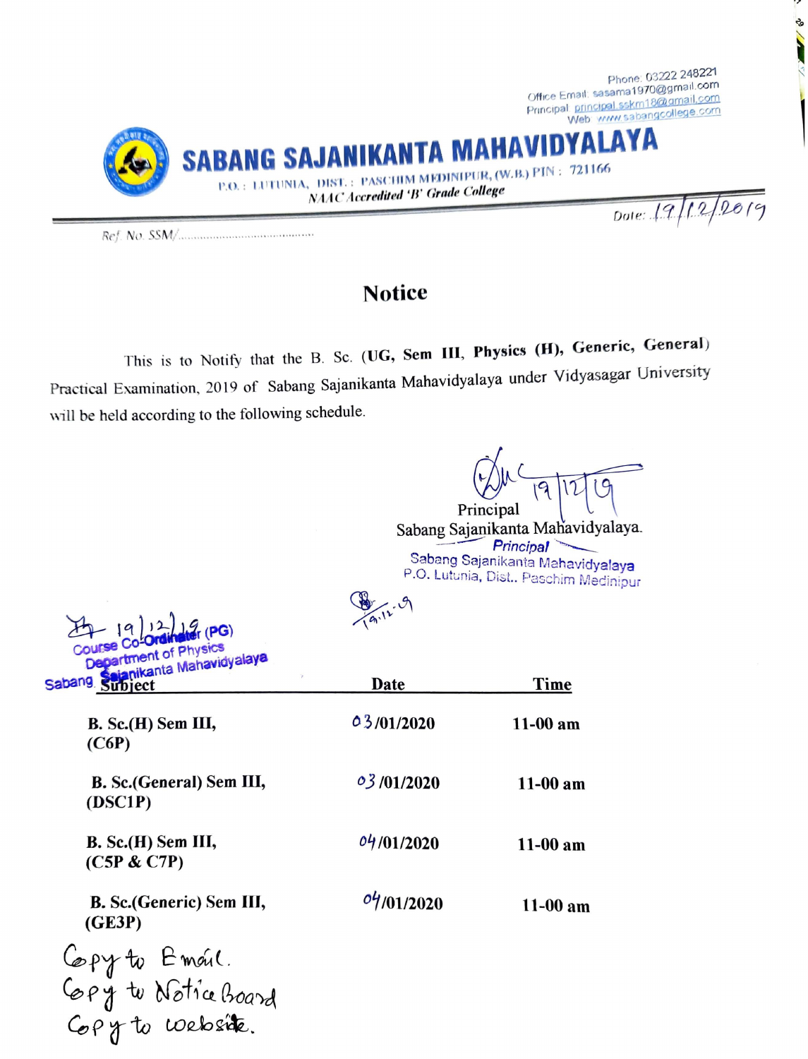Phone: 03222 248221
Office Email: sasama1970@gmail.com
Principal: principal.sskm18@gmail.com
Web: www.sabangcollege.com

# SABANG SAJANIKANTA MAHAVIDYALAYA

P.O.: LUTUNIA, DIST.: PASCHIM MEDINIPUR, (W.B.) PIN: 721166

*NAAC Accredited 'B' Grade College*

Ref. No. SSM/.........................................

Date: 19/12/2019

## Notice

This is to Notify that the B. Sc. (**UG, Sem III, Physics (H), Generic, General**) Practical Examination, 2019 of Sabang Sajanikanta Mahavidyalaya under Vidyasagar University will be held according to the following schedule.

19/12/19
Principal
Sabang Sajanikanta Mahavidyalaya.

Principal
Sabang Sajanikanta Mahavidyalaya
P.O. Lutunia, Dist.. Paschim Medinipur

19.12.19

19/12/19
Course Co-Ordinator (PG)
Department of Physics
Sabang Sajanikanta Mahavidyalaya

| Subject | Date | Time |
|---|---|---|
| **B. Sc.(H) Sem III, (C6P)** | **03/01/2020** | **11-00 am** |
| **B. Sc.(General) Sem III, (DSC1P)** | **03/01/2020** | **11-00 am** |
| **B. Sc.(H) Sem III, (C5P & C7P)** | **04/01/2020** | **11-00 am** |
| **B. Sc.(Generic) Sem III, (GE3P)** | **04/01/2020** | **11-00 am** |

Copy to Email.
Copy to Notice Board
Copy to website.